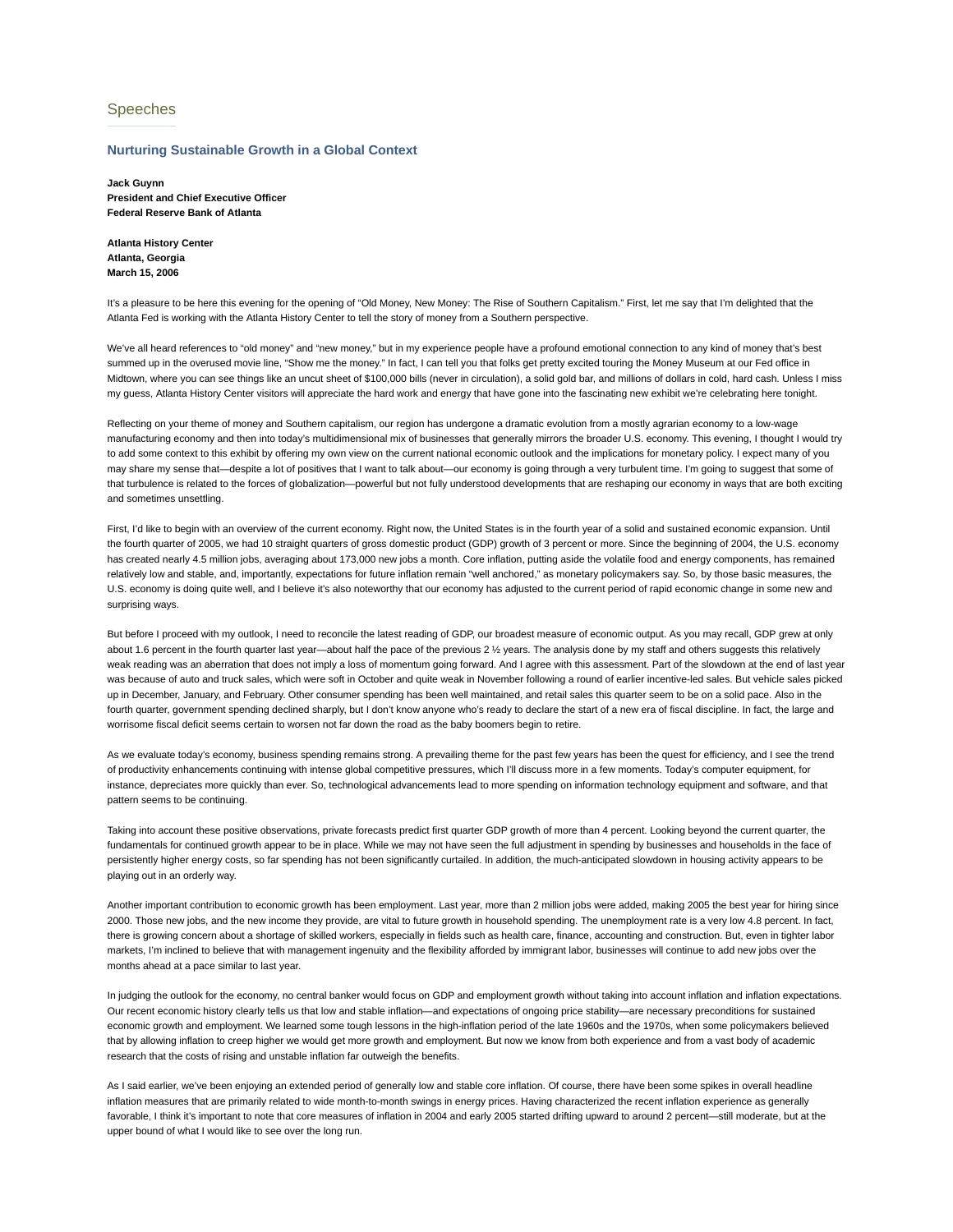## Speeches

### Nurturing Sustainable Growth in a Global Context

**Jack Guynn**
**President and Chief Executive Officer**
**Federal Reserve Bank of Atlanta**

**Atlanta History Center**
**Atlanta, Georgia**
**March 15, 2006**

It's a pleasure to be here this evening for the opening of "Old Money, New Money: The Rise of Southern Capitalism." First, let me say that I'm delighted that the Atlanta Fed is working with the Atlanta History Center to tell the story of money from a Southern perspective.

We've all heard references to "old money" and "new money," but in my experience people have a profound emotional connection to any kind of money that's best summed up in the overused movie line, "Show me the money." In fact, I can tell you that folks get pretty excited touring the Money Museum at our Fed office in Midtown, where you can see things like an uncut sheet of $100,000 bills (never in circulation), a solid gold bar, and millions of dollars in cold, hard cash. Unless I miss my guess, Atlanta History Center visitors will appreciate the hard work and energy that have gone into the fascinating new exhibit we're celebrating here tonight.

Reflecting on your theme of money and Southern capitalism, our region has undergone a dramatic evolution from a mostly agrarian economy to a low-wage manufacturing economy and then into today's multidimensional mix of businesses that generally mirrors the broader U.S. economy. This evening, I thought I would try to add some context to this exhibit by offering my own view on the current national economic outlook and the implications for monetary policy. I expect many of you may share my sense that—despite a lot of positives that I want to talk about—our economy is going through a very turbulent time. I'm going to suggest that some of that turbulence is related to the forces of globalization—powerful but not fully understood developments that are reshaping our economy in ways that are both exciting and sometimes unsettling.

First, I'd like to begin with an overview of the current economy. Right now, the United States is in the fourth year of a solid and sustained economic expansion. Until the fourth quarter of 2005, we had 10 straight quarters of gross domestic product (GDP) growth of 3 percent or more. Since the beginning of 2004, the U.S. economy has created nearly 4.5 million jobs, averaging about 173,000 new jobs a month. Core inflation, putting aside the volatile food and energy components, has remained relatively low and stable, and, importantly, expectations for future inflation remain "well anchored," as monetary policymakers say. So, by those basic measures, the U.S. economy is doing quite well, and I believe it's also noteworthy that our economy has adjusted to the current period of rapid economic change in some new and surprising ways.

But before I proceed with my outlook, I need to reconcile the latest reading of GDP, our broadest measure of economic output. As you may recall, GDP grew at only about 1.6 percent in the fourth quarter last year—about half the pace of the previous 2 ½ years. The analysis done by my staff and others suggests this relatively weak reading was an aberration that does not imply a loss of momentum going forward. And I agree with this assessment. Part of the slowdown at the end of last year was because of auto and truck sales, which were soft in October and quite weak in November following a round of earlier incentive-led sales. But vehicle sales picked up in December, January, and February. Other consumer spending has been well maintained, and retail sales this quarter seem to be on a solid pace. Also in the fourth quarter, government spending declined sharply, but I don't know anyone who's ready to declare the start of a new era of fiscal discipline. In fact, the large and worrisome fiscal deficit seems certain to worsen not far down the road as the baby boomers begin to retire.

As we evaluate today's economy, business spending remains strong. A prevailing theme for the past few years has been the quest for efficiency, and I see the trend of productivity enhancements continuing with intense global competitive pressures, which I'll discuss more in a few moments. Today's computer equipment, for instance, depreciates more quickly than ever. So, technological advancements lead to more spending on information technology equipment and software, and that pattern seems to be continuing.

Taking into account these positive observations, private forecasts predict first quarter GDP growth of more than 4 percent. Looking beyond the current quarter, the fundamentals for continued growth appear to be in place. While we may not have seen the full adjustment in spending by businesses and households in the face of persistently higher energy costs, so far spending has not been significantly curtailed. In addition, the much-anticipated slowdown in housing activity appears to be playing out in an orderly way.

Another important contribution to economic growth has been employment. Last year, more than 2 million jobs were added, making 2005 the best year for hiring since 2000. Those new jobs, and the new income they provide, are vital to future growth in household spending. The unemployment rate is a very low 4.8 percent. In fact, there is growing concern about a shortage of skilled workers, especially in fields such as health care, finance, accounting and construction. But, even in tighter labor markets, I'm inclined to believe that with management ingenuity and the flexibility afforded by immigrant labor, businesses will continue to add new jobs over the months ahead at a pace similar to last year.

In judging the outlook for the economy, no central banker would focus on GDP and employment growth without taking into account inflation and inflation expectations. Our recent economic history clearly tells us that low and stable inflation—and expectations of ongoing price stability—are necessary preconditions for sustained economic growth and employment. We learned some tough lessons in the high-inflation period of the late 1960s and the 1970s, when some policymakers believed that by allowing inflation to creep higher we would get more growth and employment. But now we know from both experience and from a vast body of academic research that the costs of rising and unstable inflation far outweigh the benefits.

As I said earlier, we've been enjoying an extended period of generally low and stable core inflation. Of course, there have been some spikes in overall headline inflation measures that are primarily related to wide month-to-month swings in energy prices. Having characterized the recent inflation experience as generally favorable, I think it's important to note that core measures of inflation in 2004 and early 2005 started drifting upward to around 2 percent—still moderate, but at the upper bound of what I would like to see over the long run.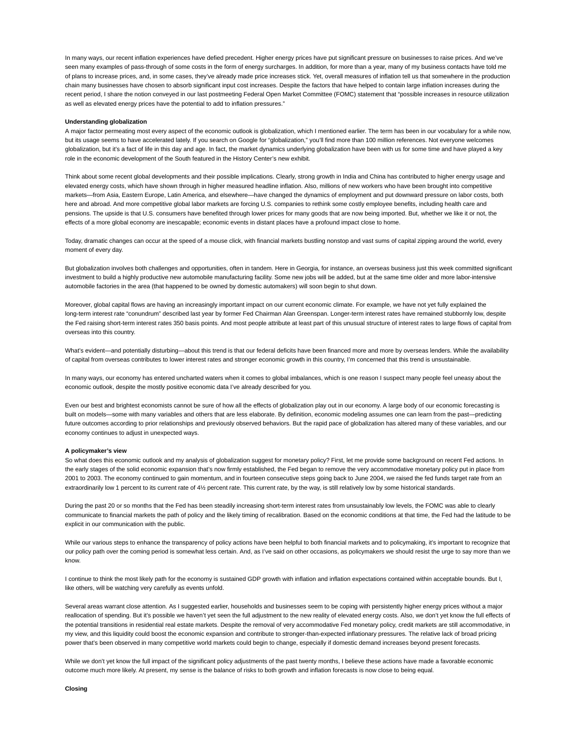In many ways, our recent inflation experiences have defied precedent. Higher energy prices have put significant pressure on businesses to raise prices. And we've seen many examples of pass-through of some costs in the form of energy surcharges. In addition, for more than a year, many of my business contacts have told me of plans to increase prices, and, in some cases, they've already made price increases stick. Yet, overall measures of inflation tell us that somewhere in the production chain many businesses have chosen to absorb significant input cost increases. Despite the factors that have helped to contain large inflation increases during the recent period, I share the notion conveyed in our last postmeeting Federal Open Market Committee (FOMC) statement that "possible increases in resource utilization as well as elevated energy prices have the potential to add to inflation pressures."

**Understanding globalization**

A major factor permeating most every aspect of the economic outlook is globalization, which I mentioned earlier. The term has been in our vocabulary for a while now, but its usage seems to have accelerated lately. If you search on Google for "globalization," you'll find more than 100 million references. Not everyone welcomes globalization, but it's a fact of life in this day and age. In fact, the market dynamics underlying globalization have been with us for some time and have played a key role in the economic development of the South featured in the History Center's new exhibit.

Think about some recent global developments and their possible implications. Clearly, strong growth in India and China has contributed to higher energy usage and elevated energy costs, which have shown through in higher measured headline inflation. Also, millions of new workers who have been brought into competitive markets—from Asia, Eastern Europe, Latin America, and elsewhere—have changed the dynamics of employment and put downward pressure on labor costs, both here and abroad. And more competitive global labor markets are forcing U.S. companies to rethink some costly employee benefits, including health care and pensions. The upside is that U.S. consumers have benefited through lower prices for many goods that are now being imported. But, whether we like it or not, the effects of a more global economy are inescapable; economic events in distant places have a profound impact close to home.

Today, dramatic changes can occur at the speed of a mouse click, with financial markets bustling nonstop and vast sums of capital zipping around the world, every moment of every day.

But globalization involves both challenges and opportunities, often in tandem. Here in Georgia, for instance, an overseas business just this week committed significant investment to build a highly productive new automobile manufacturing facility. Some new jobs will be added, but at the same time older and more labor-intensive automobile factories in the area (that happened to be owned by domestic automakers) will soon begin to shut down.

Moreover, global capital flows are having an increasingly important impact on our current economic climate. For example, we have not yet fully explained the long-term interest rate "conundrum" described last year by former Fed Chairman Alan Greenspan. Longer-term interest rates have remained stubbornly low, despite the Fed raising short-term interest rates 350 basis points. And most people attribute at least part of this unusual structure of interest rates to large flows of capital from overseas into this country.

What's evident—and potentially disturbing—about this trend is that our federal deficits have been financed more and more by overseas lenders. While the availability of capital from overseas contributes to lower interest rates and stronger economic growth in this country, I'm concerned that this trend is unsustainable.

In many ways, our economy has entered uncharted waters when it comes to global imbalances, which is one reason I suspect many people feel uneasy about the economic outlook, despite the mostly positive economic data I've already described for you.

Even our best and brightest economists cannot be sure of how all the effects of globalization play out in our economy. A large body of our economic forecasting is built on models—some with many variables and others that are less elaborate. By definition, economic modeling assumes one can learn from the past—predicting future outcomes according to prior relationships and previously observed behaviors. But the rapid pace of globalization has altered many of these variables, and our economy continues to adjust in unexpected ways.

**A policymaker's view**

So what does this economic outlook and my analysis of globalization suggest for monetary policy? First, let me provide some background on recent Fed actions. In the early stages of the solid economic expansion that's now firmly established, the Fed began to remove the very accommodative monetary policy put in place from 2001 to 2003. The economy continued to gain momentum, and in fourteen consecutive steps going back to June 2004, we raised the fed funds target rate from an extraordinarily low 1 percent to its current rate of 4½ percent rate. This current rate, by the way, is still relatively low by some historical standards.

During the past 20 or so months that the Fed has been steadily increasing short-term interest rates from unsustainably low levels, the FOMC was able to clearly communicate to financial markets the path of policy and the likely timing of recalibration. Based on the economic conditions at that time, the Fed had the latitude to be explicit in our communication with the public.

While our various steps to enhance the transparency of policy actions have been helpful to both financial markets and to policymaking, it's important to recognize that our policy path over the coming period is somewhat less certain. And, as I've said on other occasions, as policymakers we should resist the urge to say more than we know.

I continue to think the most likely path for the economy is sustained GDP growth with inflation and inflation expectations contained within acceptable bounds. But I, like others, will be watching very carefully as events unfold.

Several areas warrant close attention. As I suggested earlier, households and businesses seem to be coping with persistently higher energy prices without a major reallocation of spending. But it's possible we haven't yet seen the full adjustment to the new reality of elevated energy costs. Also, we don't yet know the full effects of the potential transitions in residential real estate markets. Despite the removal of very accommodative Fed monetary policy, credit markets are still accommodative, in my view, and this liquidity could boost the economic expansion and contribute to stronger-than-expected inflationary pressures. The relative lack of broad pricing power that's been observed in many competitive world markets could begin to change, especially if domestic demand increases beyond present forecasts.

While we don't yet know the full impact of the significant policy adjustments of the past twenty months, I believe these actions have made a favorable economic outcome much more likely. At present, my sense is the balance of risks to both growth and inflation forecasts is now close to being equal.

**Closing**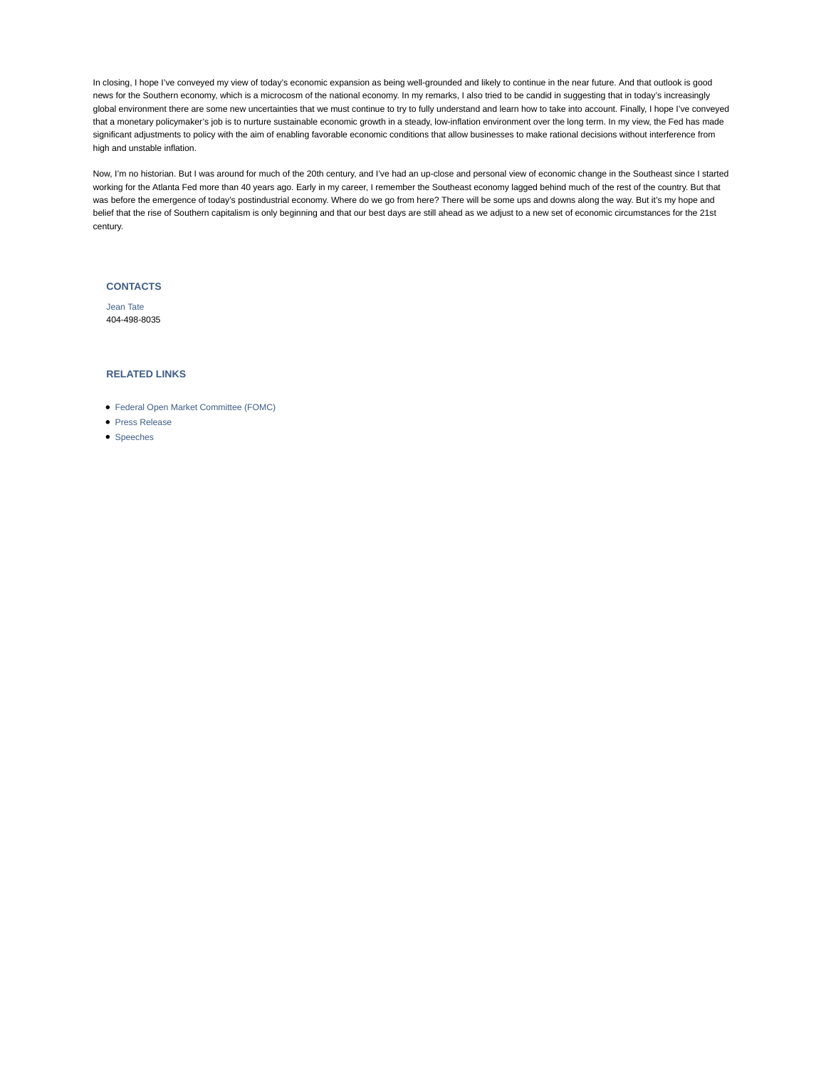In closing, I hope I've conveyed my view of today's economic expansion as being well-grounded and likely to continue in the near future. And that outlook is good news for the Southern economy, which is a microcosm of the national economy. In my remarks, I also tried to be candid in suggesting that in today's increasingly global environment there are some new uncertainties that we must continue to try to fully understand and learn how to take into account. Finally, I hope I've conveyed that a monetary policymaker's job is to nurture sustainable economic growth in a steady, low-inflation environment over the long term. In my view, the Fed has made significant adjustments to policy with the aim of enabling favorable economic conditions that allow businesses to make rational decisions without interference from high and unstable inflation.

Now, I'm no historian. But I was around for much of the 20th century, and I've had an up-close and personal view of economic change in the Southeast since I started working for the Atlanta Fed more than 40 years ago. Early in my career, I remember the Southeast economy lagged behind much of the rest of the country. But that was before the emergence of today's postindustrial economy. Where do we go from here? There will be some ups and downs along the way. But it's my hope and belief that the rise of Southern capitalism is only beginning and that our best days are still ahead as we adjust to a new set of economic circumstances for the 21st century.

### CONTACTS

Jean Tate
404-498-8035

### RELATED LINKS

- Federal Open Market Committee (FOMC)
- Press Release
- Speeches